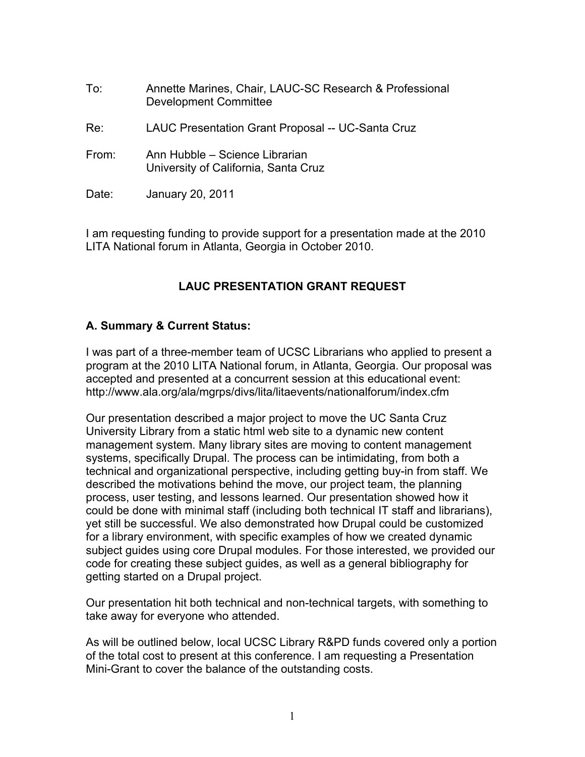To: Annette Marines, Chair, LAUC-SC Research & Professional Development Committee

Re: LAUC Presentation Grant Proposal -- UC-Santa Cruz

From: Ann Hubble – Science Librarian
University of California, Santa Cruz

Date: January 20, 2011

I am requesting funding to provide support for a presentation made at the 2010 LITA National forum in Atlanta, Georgia in October 2010.

## LAUC PRESENTATION GRANT REQUEST

### A. Summary & Current Status:

I was part of a three-member team of UCSC Librarians who applied to present a program at the 2010 LITA National forum, in Atlanta, Georgia. Our proposal was accepted and presented at a concurrent session at this educational event: http://www.ala.org/ala/mgrps/divs/lita/litaevents/nationalforum/index.cfm

Our presentation described a major project to move the UC Santa Cruz University Library from a static html web site to a dynamic new content management system. Many library sites are moving to content management systems, specifically Drupal. The process can be intimidating, from both a technical and organizational perspective, including getting buy-in from staff. We described the motivations behind the move, our project team, the planning process, user testing, and lessons learned. Our presentation showed how it could be done with minimal staff (including both technical IT staff and librarians), yet still be successful. We also demonstrated how Drupal could be customized for a library environment, with specific examples of how we created dynamic subject guides using core Drupal modules. For those interested, we provided our code for creating these subject guides, as well as a general bibliography for getting started on a Drupal project.

Our presentation hit both technical and non-technical targets, with something to take away for everyone who attended.

As will be outlined below, local UCSC Library R&PD funds covered only a portion of the total cost to present at this conference. I am requesting a Presentation Mini-Grant to cover the balance of the outstanding costs.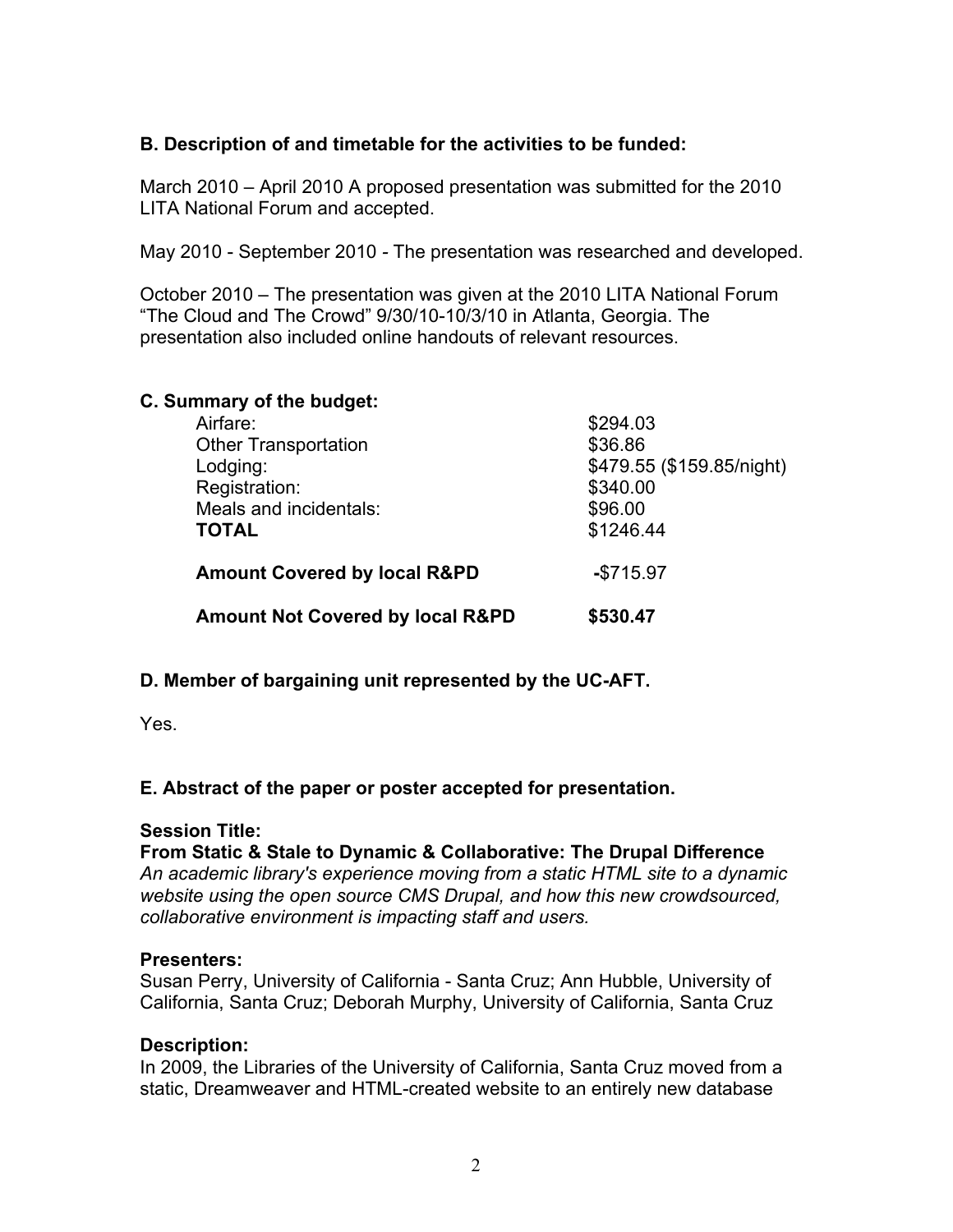**B. Description of and timetable for the activities to be funded:**

March 2010 – April 2010 A proposed presentation was submitted for the 2010 LITA National Forum and accepted.

May 2010 - September 2010 - The presentation was researched and developed.

October 2010 – The presentation was given at the 2010 LITA National Forum "The Cloud and The Crowd" 9/30/10-10/3/10 in Atlanta, Georgia. The presentation also included online handouts of relevant resources.

**C. Summary of the budget:**

| | |
|---|---|
| Airfare: | $294.03 |
| Other Transportation | $36.86 |
| Lodging: | $479.55 ($159.85/night) |
| Registration: | $340.00 |
| Meals and incidentals: | $96.00 |
| **TOTAL** | $1246.44 |
| **Amount Covered by local R&PD** | **-**$715.97 |
| **Amount Not Covered by local R&PD** | **$530.47** |

**D. Member of bargaining unit represented by the UC-AFT.**

Yes.

**E. Abstract of the paper or poster accepted for presentation.**

**Session Title:**

**From Static & Stale to Dynamic & Collaborative: The Drupal Difference**

*An academic library's experience moving from a static HTML site to a dynamic website using the open source CMS Drupal, and how this new crowdsourced, collaborative environment is impacting staff and users.*

**Presenters:**

Susan Perry, University of California - Santa Cruz; Ann Hubble, University of California, Santa Cruz; Deborah Murphy, University of California, Santa Cruz

**Description:**

In 2009, the Libraries of the University of California, Santa Cruz moved from a static, Dreamweaver and HTML-created website to an entirely new database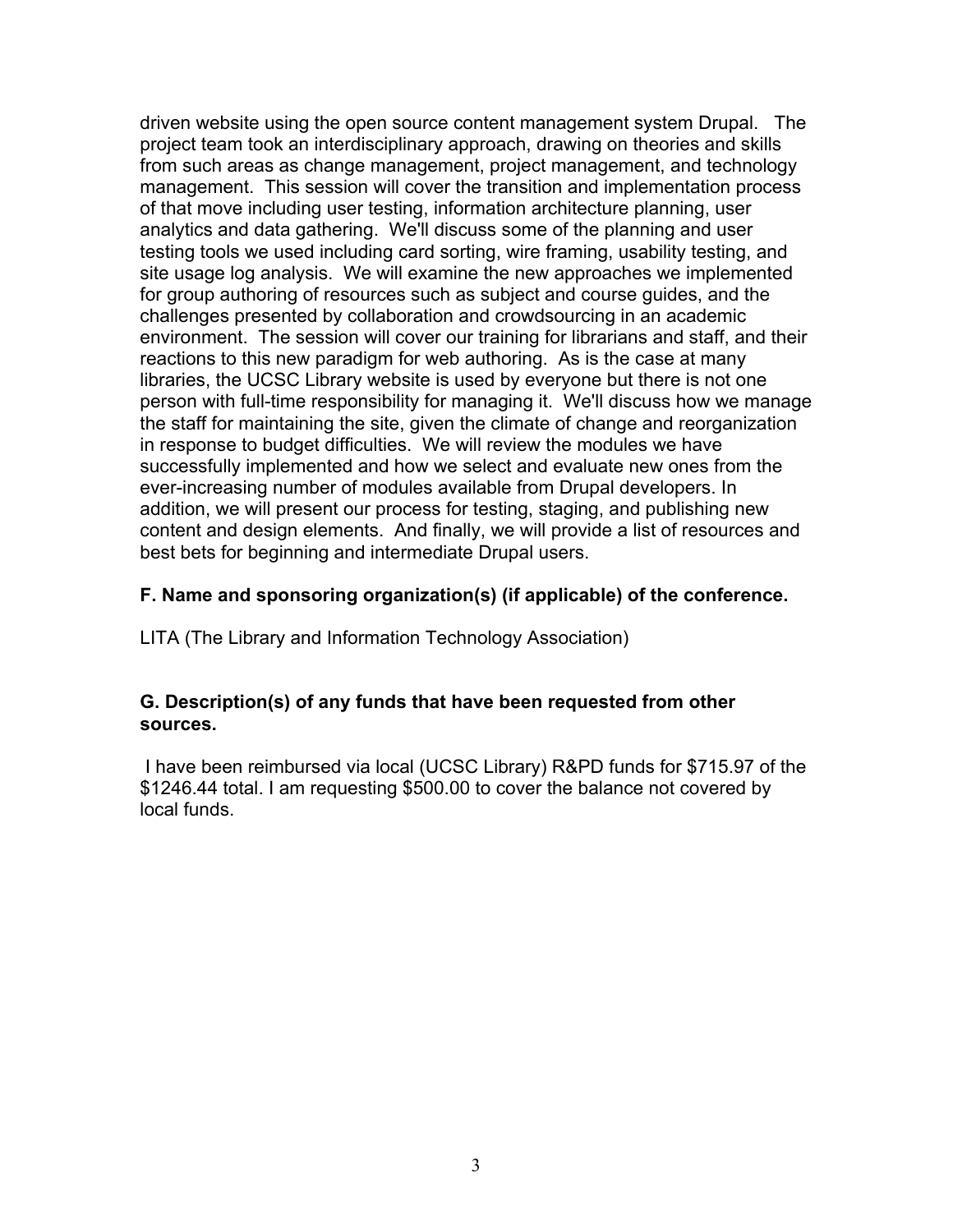driven website using the open source content management system Drupal. The project team took an interdisciplinary approach, drawing on theories and skills from such areas as change management, project management, and technology management. This session will cover the transition and implementation process of that move including user testing, information architecture planning, user analytics and data gathering. We'll discuss some of the planning and user testing tools we used including card sorting, wire framing, usability testing, and site usage log analysis. We will examine the new approaches we implemented for group authoring of resources such as subject and course guides, and the challenges presented by collaboration and crowdsourcing in an academic environment. The session will cover our training for librarians and staff, and their reactions to this new paradigm for web authoring. As is the case at many libraries, the UCSC Library website is used by everyone but there is not one person with full-time responsibility for managing it. We'll discuss how we manage the staff for maintaining the site, given the climate of change and reorganization in response to budget difficulties. We will review the modules we have successfully implemented and how we select and evaluate new ones from the ever-increasing number of modules available from Drupal developers. In addition, we will present our process for testing, staging, and publishing new content and design elements. And finally, we will provide a list of resources and best bets for beginning and intermediate Drupal users.

**F. Name and sponsoring organization(s) (if applicable) of the conference.**

LITA (The Library and Information Technology Association)

**G. Description(s) of any funds that have been requested from other sources.**

I have been reimbursed via local (UCSC Library) R&PD funds for $715.97 of the $1246.44 total. I am requesting $500.00 to cover the balance not covered by local funds.